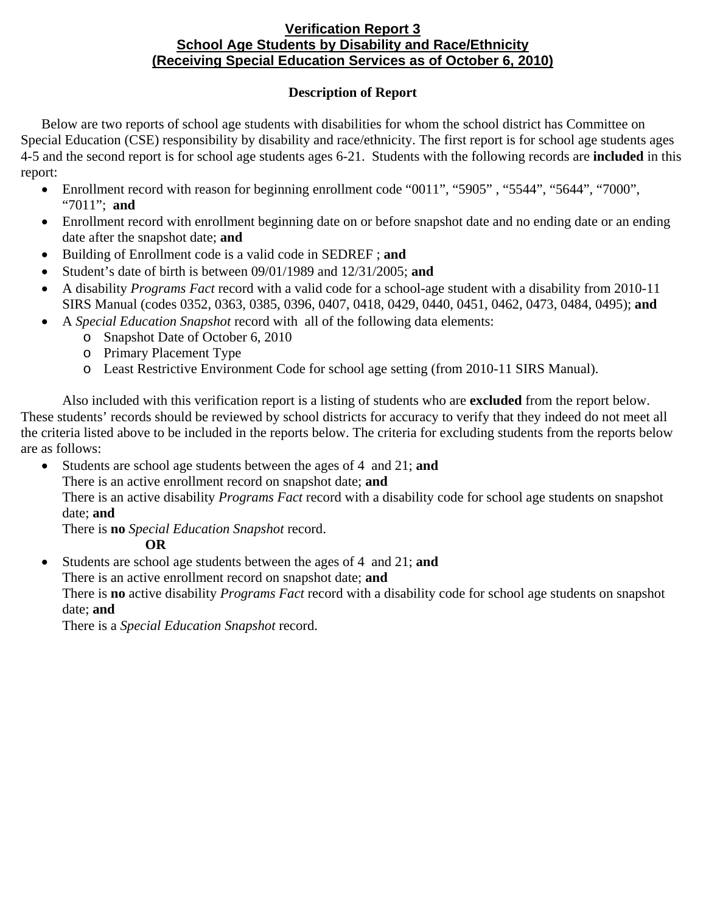# Verification Report 3
## School Age Students by Disability and Race/Ethnicity
## (Receiving Special Education Services as of October 6, 2010)

### Description of Report

Below are two reports of school age students with disabilities for whom the school district has Committee on Special Education (CSE) responsibility by disability and race/ethnicity. The first report is for school age students ages 4-5 and the second report is for school age students ages 6-21. Students with the following records are **included** in this report:

- Enrollment record with reason for beginning enrollment code "0011", "5905" , "5544", "5644", "7000", "7011"; **and**
- Enrollment record with enrollment beginning date on or before snapshot date and no ending date or an ending date after the snapshot date; **and**
- Building of Enrollment code is a valid code in SEDREF ; **and**
- Student's date of birth is between 09/01/1989 and 12/31/2005; **and**
- A disability *Programs Fact* record with a valid code for a school-age student with a disability from 2010-11 SIRS Manual (codes 0352, 0363, 0385, 0396, 0407, 0418, 0429, 0440, 0451, 0462, 0473, 0484, 0495); **and**
- A *Special Education Snapshot* record with all of the following data elements:
  - Snapshot Date of October 6, 2010
  - Primary Placement Type
  - Least Restrictive Environment Code for school age setting (from 2010-11 SIRS Manual).

Also included with this verification report is a listing of students who are **excluded** from the report below. These students' records should be reviewed by school districts for accuracy to verify that they indeed do not meet all the criteria listed above to be included in the reports below. The criteria for excluding students from the reports below are as follows:

- Students are school age students between the ages of 4 and 21; **and**
  There is an active enrollment record on snapshot date; **and**
  There is an active disability *Programs Fact* record with a disability code for school age students on snapshot date; **and**
  There is **no** *Special Education Snapshot* record.

  **OR**

- Students are school age students between the ages of 4 and 21; **and**
  There is an active enrollment record on snapshot date; **and**
  There is **no** active disability *Programs Fact* record with a disability code for school age students on snapshot date; **and**
  There is a *Special Education Snapshot* record.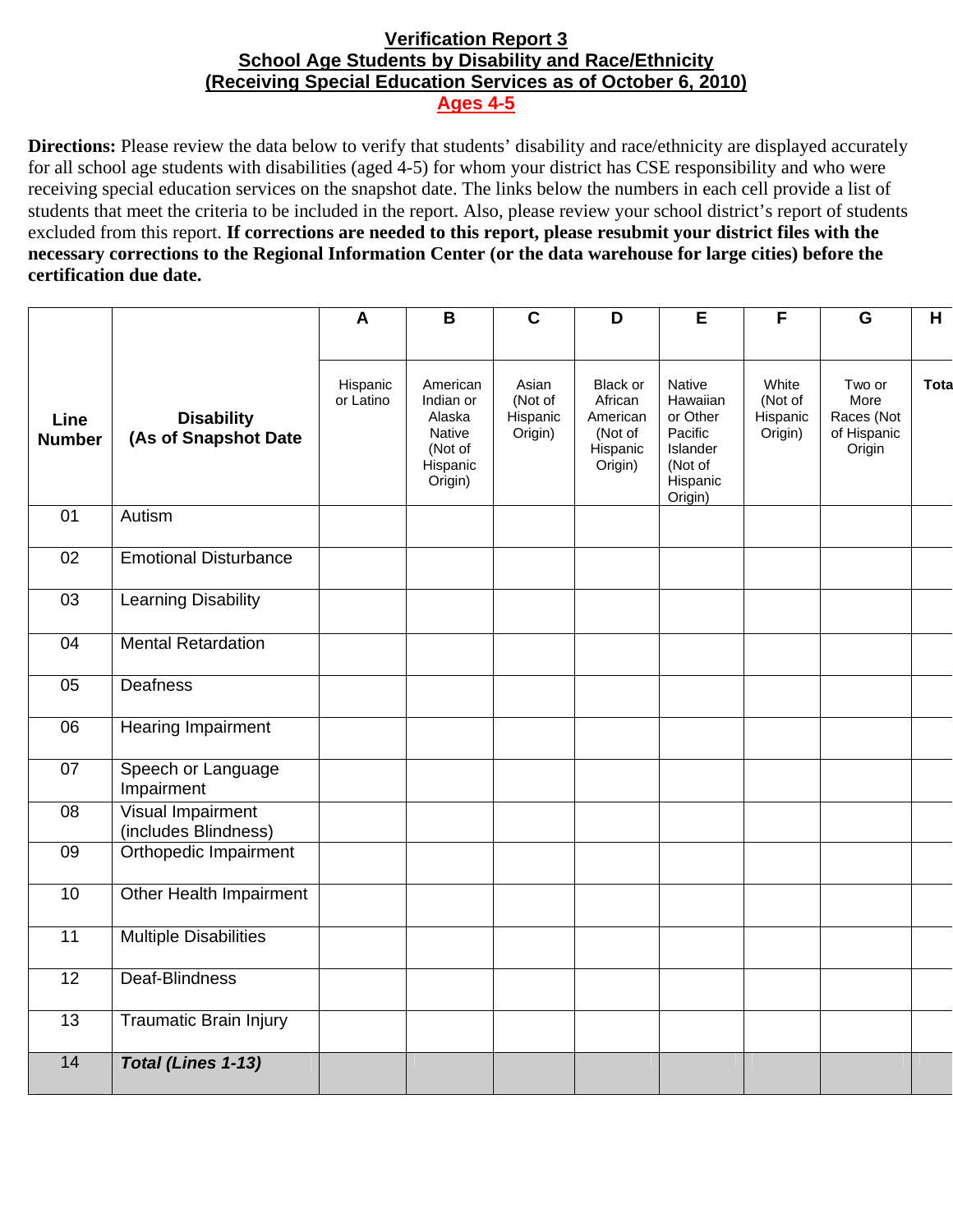**Verification Report 3**
**School Age Students by Disability and Race/Ethnicity**
**(Receiving Special Education Services as of October 6, 2010)**
**Ages 4-5**

**Directions:** Please review the data below to verify that students' disability and race/ethnicity are displayed accurately for all school age students with disabilities (aged 4-5) for whom your district has CSE responsibility and who were receiving special education services on the snapshot date. The links below the numbers in each cell provide a list of students that meet the criteria to be included in the report. Also, please review your school district's report of students excluded from this report. **If corrections are needed to this report, please resubmit your district files with the necessary corrections to the Regional Information Center (or the data warehouse for large cities) before the certification due date.**

| Line Number | Disability (As of Snapshot Date | A | B | C | D | E | F | G | H |
|---|---|---|---|---|---|---|---|---|---|
| | | Hispanic or Latino | American Indian or Alaska Native (Not of Hispanic Origin) | Asian (Not of Hispanic Origin) | Black or African American (Not of Hispanic Origin) | Native Hawaiian or Other Pacific Islander (Not of Hispanic Origin) | White (Not of Hispanic Origin) | Two or More Races (Not of Hispanic Origin | Tota |
| 01 | Autism | | | | | | | | |
| 02 | Emotional Disturbance | | | | | | | | |
| 03 | Learning Disability | | | | | | | | |
| 04 | Mental Retardation | | | | | | | | |
| 05 | Deafness | | | | | | | | |
| 06 | Hearing Impairment | | | | | | | | |
| 07 | Speech or Language Impairment | | | | | | | | |
| 08 | Visual Impairment (includes Blindness) | | | | | | | | |
| 09 | Orthopedic Impairment | | | | | | | | |
| 10 | Other Health Impairment | | | | | | | | |
| 11 | Multiple Disabilities | | | | | | | | |
| 12 | Deaf-Blindness | | | | | | | | |
| 13 | Traumatic Brain Injury | | | | | | | | |
| 14 | ***Total (Lines 1-13)*** | | | | | | | | |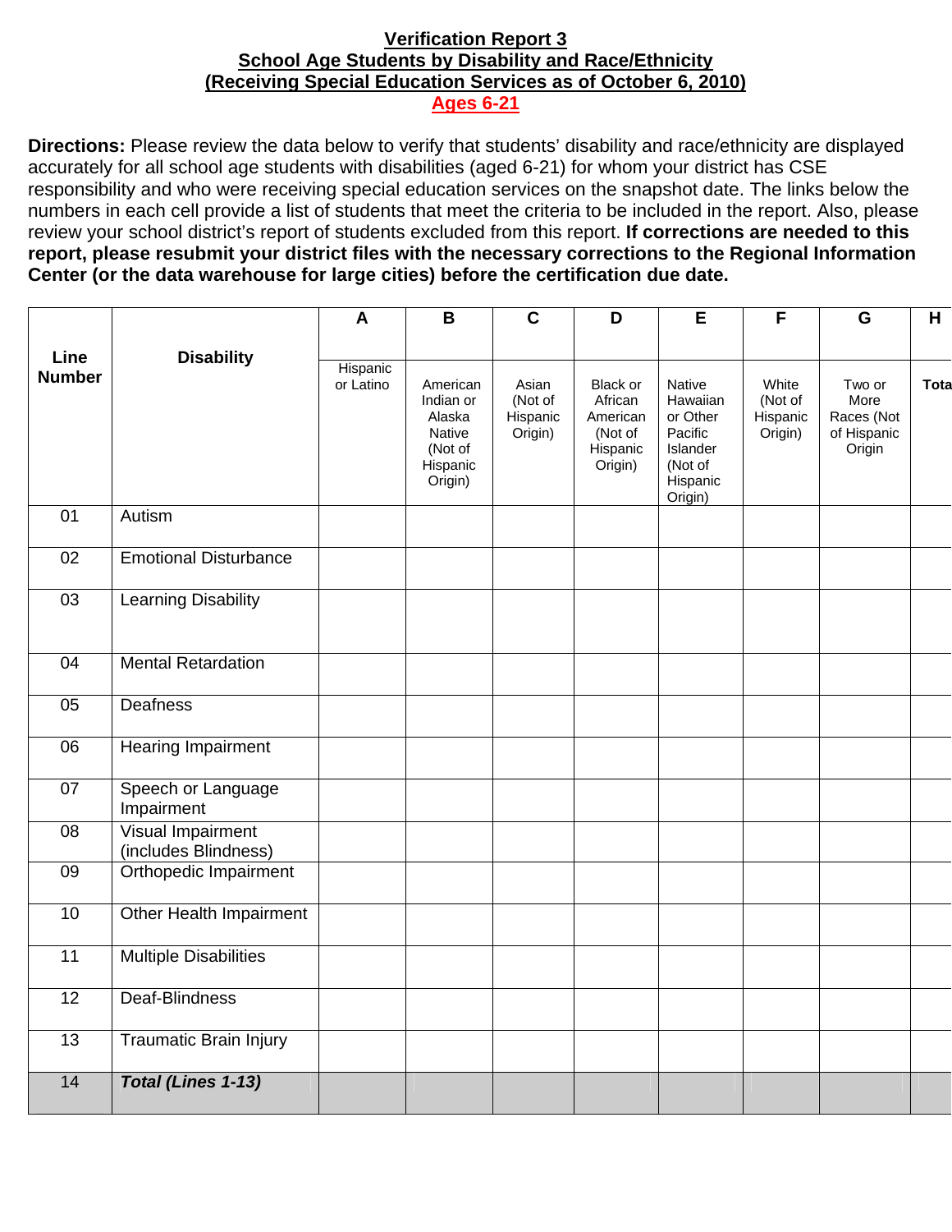## Verification Report 3
## School Age Students by Disability and Race/Ethnicity
## (Receiving Special Education Services as of October 6, 2010)
## Ages 6-21

**Directions:** Please review the data below to verify that students' disability and race/ethnicity are displayed accurately for all school age students with disabilities (aged 6-21) for whom your district has CSE responsibility and who were receiving special education services on the snapshot date. The links below the numbers in each cell provide a list of students that meet the criteria to be included in the report. Also, please review your school district's report of students excluded from this report. **If corrections are needed to this report, please resubmit your district files with the necessary corrections to the Regional Information Center (or the data warehouse for large cities) before the certification due date.**

| Line Number | Disability | A | B | C | D | E | F | G | H |
|---|---|---|---|---|---|---|---|---|---|
| | | Hispanic or Latino | American Indian or Alaska Native (Not of Hispanic Origin) | Asian (Not of Hispanic Origin) | Black or African American (Not of Hispanic Origin) | Native Hawaiian or Other Pacific Islander (Not of Hispanic Origin) | White (Not of Hispanic Origin) | Two or More Races (Not of Hispanic Origin | Tota |
| 01 | Autism | | | | | | | | |
| 02 | Emotional Disturbance | | | | | | | | |
| 03 | Learning Disability | | | | | | | | |
| 04 | Mental Retardation | | | | | | | | |
| 05 | Deafness | | | | | | | | |
| 06 | Hearing Impairment | | | | | | | | |
| 07 | Speech or Language Impairment | | | | | | | | |
| 08 | Visual Impairment (includes Blindness) | | | | | | | | |
| 09 | Orthopedic Impairment | | | | | | | | |
| 10 | Other Health Impairment | | | | | | | | |
| 11 | Multiple Disabilities | | | | | | | | |
| 12 | Deaf-Blindness | | | | | | | | |
| 13 | Traumatic Brain Injury | | | | | | | | |
| 14 | ***Total (Lines 1-13)*** | | | | | | | | |